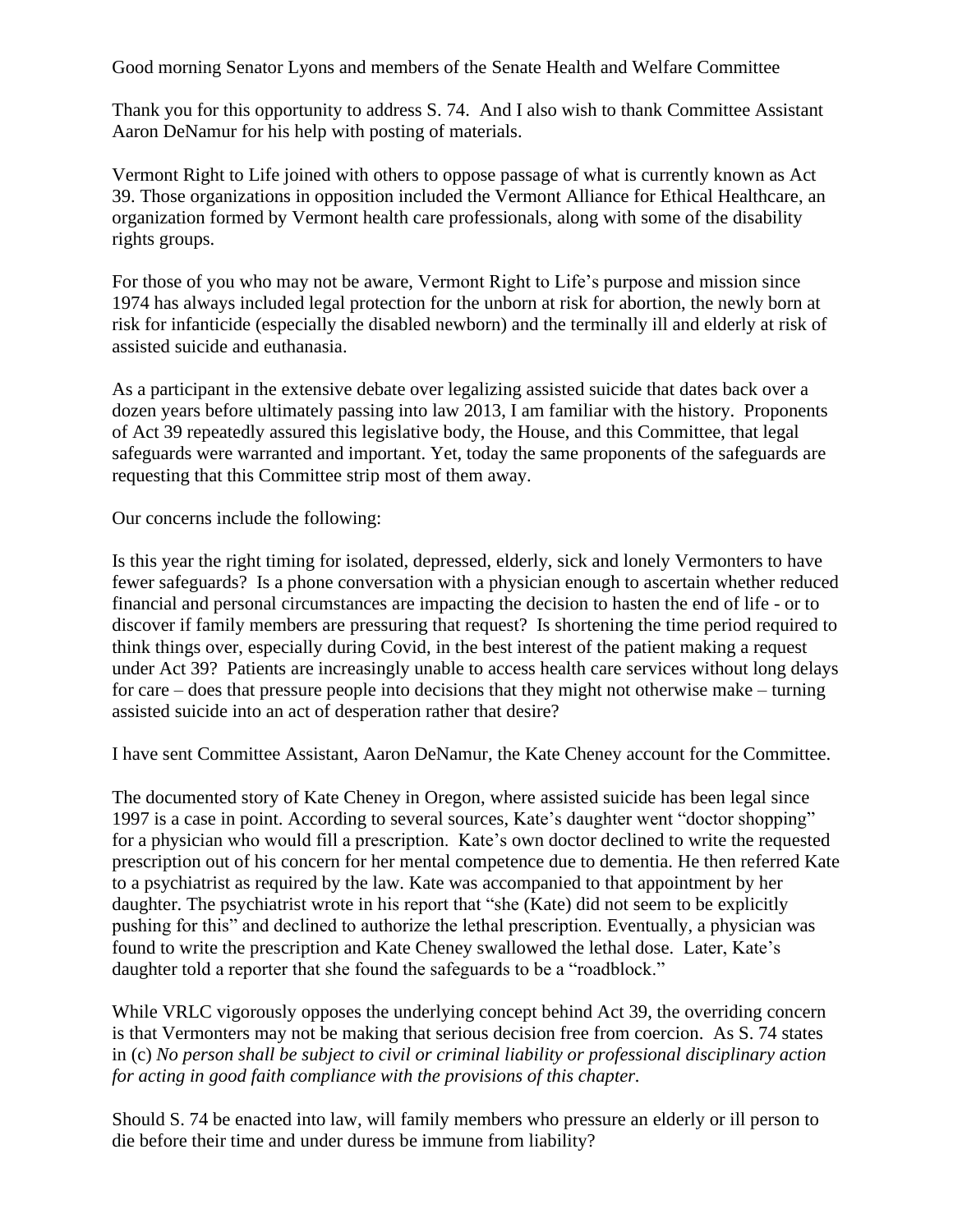Good morning Senator Lyons and members of the Senate Health and Welfare Committee

Thank you for this opportunity to address S. 74. And I also wish to thank Committee Assistant Aaron DeNamur for his help with posting of materials.

Vermont Right to Life joined with others to oppose passage of what is currently known as Act 39. Those organizations in opposition included the Vermont Alliance for Ethical Healthcare, an organization formed by Vermont health care professionals, along with some of the disability rights groups.

For those of you who may not be aware, Vermont Right to Life's purpose and mission since 1974 has always included legal protection for the unborn at risk for abortion, the newly born at risk for infanticide (especially the disabled newborn) and the terminally ill and elderly at risk of assisted suicide and euthanasia.

As a participant in the extensive debate over legalizing assisted suicide that dates back over a dozen years before ultimately passing into law 2013, I am familiar with the history. Proponents of Act 39 repeatedly assured this legislative body, the House, and this Committee, that legal safeguards were warranted and important. Yet, today the same proponents of the safeguards are requesting that this Committee strip most of them away.

Our concerns include the following:

Is this year the right timing for isolated, depressed, elderly, sick and lonely Vermonters to have fewer safeguards? Is a phone conversation with a physician enough to ascertain whether reduced financial and personal circumstances are impacting the decision to hasten the end of life - or to discover if family members are pressuring that request? Is shortening the time period required to think things over, especially during Covid, in the best interest of the patient making a request under Act 39? Patients are increasingly unable to access health care services without long delays for care – does that pressure people into decisions that they might not otherwise make – turning assisted suicide into an act of desperation rather that desire?

I have sent Committee Assistant, Aaron DeNamur, the Kate Cheney account for the Committee.

The documented story of Kate Cheney in Oregon, where assisted suicide has been legal since 1997 is a case in point. According to several sources, Kate's daughter went "doctor shopping" for a physician who would fill a prescription. Kate's own doctor declined to write the requested prescription out of his concern for her mental competence due to dementia. He then referred Kate to a psychiatrist as required by the law. Kate was accompanied to that appointment by her daughter. The psychiatrist wrote in his report that "she (Kate) did not seem to be explicitly pushing for this" and declined to authorize the lethal prescription. Eventually, a physician was found to write the prescription and Kate Cheney swallowed the lethal dose. Later, Kate's daughter told a reporter that she found the safeguards to be a "roadblock."

While VRLC vigorously opposes the underlying concept behind Act 39, the overriding concern is that Vermonters may not be making that serious decision free from coercion. As S. 74 states in (c) *No person shall be subject to civil or criminal liability or professional disciplinary action for acting in good faith compliance with the provisions of this chapter.*

Should S. 74 be enacted into law, will family members who pressure an elderly or ill person to die before their time and under duress be immune from liability?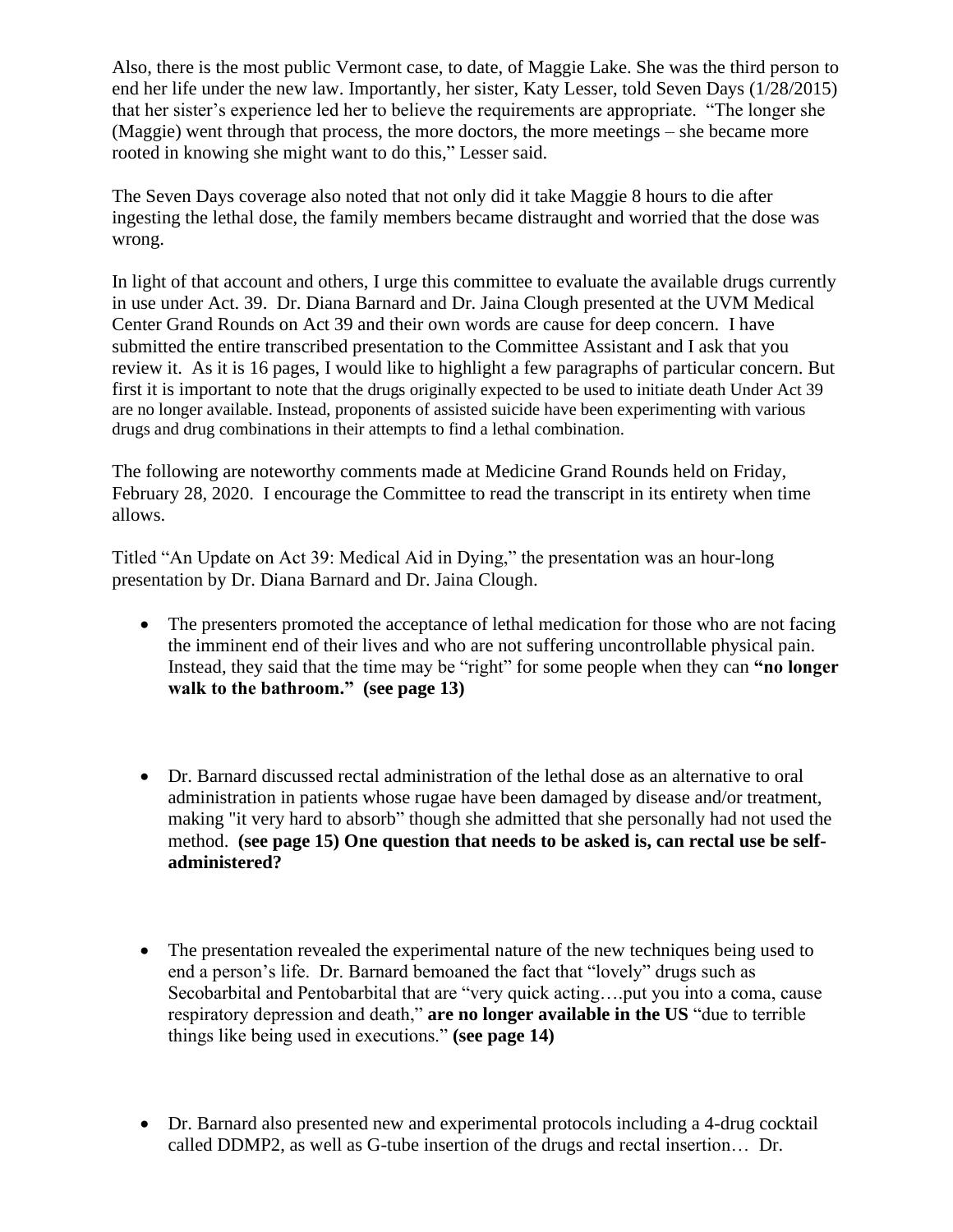Also, there is the most public Vermont case, to date, of Maggie Lake. She was the third person to end her life under the new law. Importantly, her sister, Katy Lesser, told Seven Days (1/28/2015) that her sister's experience led her to believe the requirements are appropriate. "The longer she (Maggie) went through that process, the more doctors, the more meetings – she became more rooted in knowing she might want to do this," Lesser said.

The Seven Days coverage also noted that not only did it take Maggie 8 hours to die after ingesting the lethal dose, the family members became distraught and worried that the dose was wrong.

In light of that account and others, I urge this committee to evaluate the available drugs currently in use under Act. 39. Dr. Diana Barnard and Dr. Jaina Clough presented at the UVM Medical Center Grand Rounds on Act 39 and their own words are cause for deep concern. I have submitted the entire transcribed presentation to the Committee Assistant and I ask that you review it. As it is 16 pages, I would like to highlight a few paragraphs of particular concern. But first it is important to note that the drugs originally expected to be used to initiate death Under Act 39 are no longer available. Instead, proponents of assisted suicide have been experimenting with various drugs and drug combinations in their attempts to find a lethal combination.

The following are noteworthy comments made at Medicine Grand Rounds held on Friday, February 28, 2020. I encourage the Committee to read the transcript in its entirety when time allows.

Titled "An Update on Act 39: Medical Aid in Dying," the presentation was an hour-long presentation by Dr. Diana Barnard and Dr. Jaina Clough.

- The presenters promoted the acceptance of lethal medication for those who are not facing the imminent end of their lives and who are not suffering uncontrollable physical pain. Instead, they said that the time may be "right" for some people when they can **"no longer walk to the bathroom." (see page 13)**

- Dr. Barnard discussed rectal administration of the lethal dose as an alternative to oral administration in patients whose rugae have been damaged by disease and/or treatment, making "it very hard to absorb" though she admitted that she personally had not used the method. **(see page 15) One question that needs to be asked is, can rectal use be self-administered?**

- The presentation revealed the experimental nature of the new techniques being used to end a person's life. Dr. Barnard bemoaned the fact that "lovely" drugs such as Secobarbital and Pentobarbital that are "very quick acting….put you into a coma, cause respiratory depression and death," **are no longer available in the US** "due to terrible things like being used in executions." **(see page 14)**

- Dr. Barnard also presented new and experimental protocols including a 4-drug cocktail called DDMP2, as well as G-tube insertion of the drugs and rectal insertion… Dr.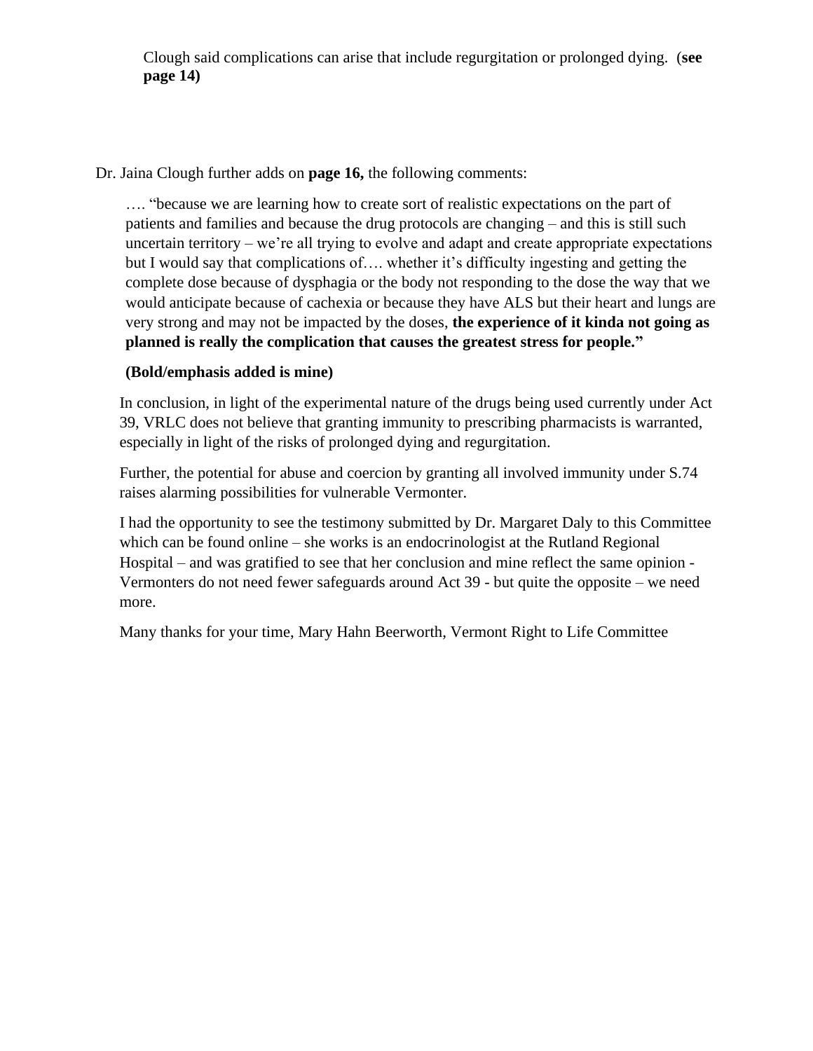Clough said complications can arise that include regurgitation or prolonged dying. (**see page 14)**

Dr. Jaina Clough further adds on **page 16,** the following comments:

…. "because we are learning how to create sort of realistic expectations on the part of patients and families and because the drug protocols are changing – and this is still such uncertain territory – we're all trying to evolve and adapt and create appropriate expectations but I would say that complications of…. whether it's difficulty ingesting and getting the complete dose because of dysphagia or the body not responding to the dose the way that we would anticipate because of cachexia or because they have ALS but their heart and lungs are very strong and may not be impacted by the doses, **the experience of it kinda not going as planned is really the complication that causes the greatest stress for people."**

**(Bold/emphasis added is mine)**

In conclusion, in light of the experimental nature of the drugs being used currently under Act 39, VRLC does not believe that granting immunity to prescribing pharmacists is warranted, especially in light of the risks of prolonged dying and regurgitation.

Further, the potential for abuse and coercion by granting all involved immunity under S.74 raises alarming possibilities for vulnerable Vermonter.

I had the opportunity to see the testimony submitted by Dr. Margaret Daly to this Committee which can be found online – she works is an endocrinologist at the Rutland Regional Hospital – and was gratified to see that her conclusion and mine reflect the same opinion - Vermonters do not need fewer safeguards around Act 39 - but quite the opposite – we need more.

Many thanks for your time, Mary Hahn Beerworth, Vermont Right to Life Committee